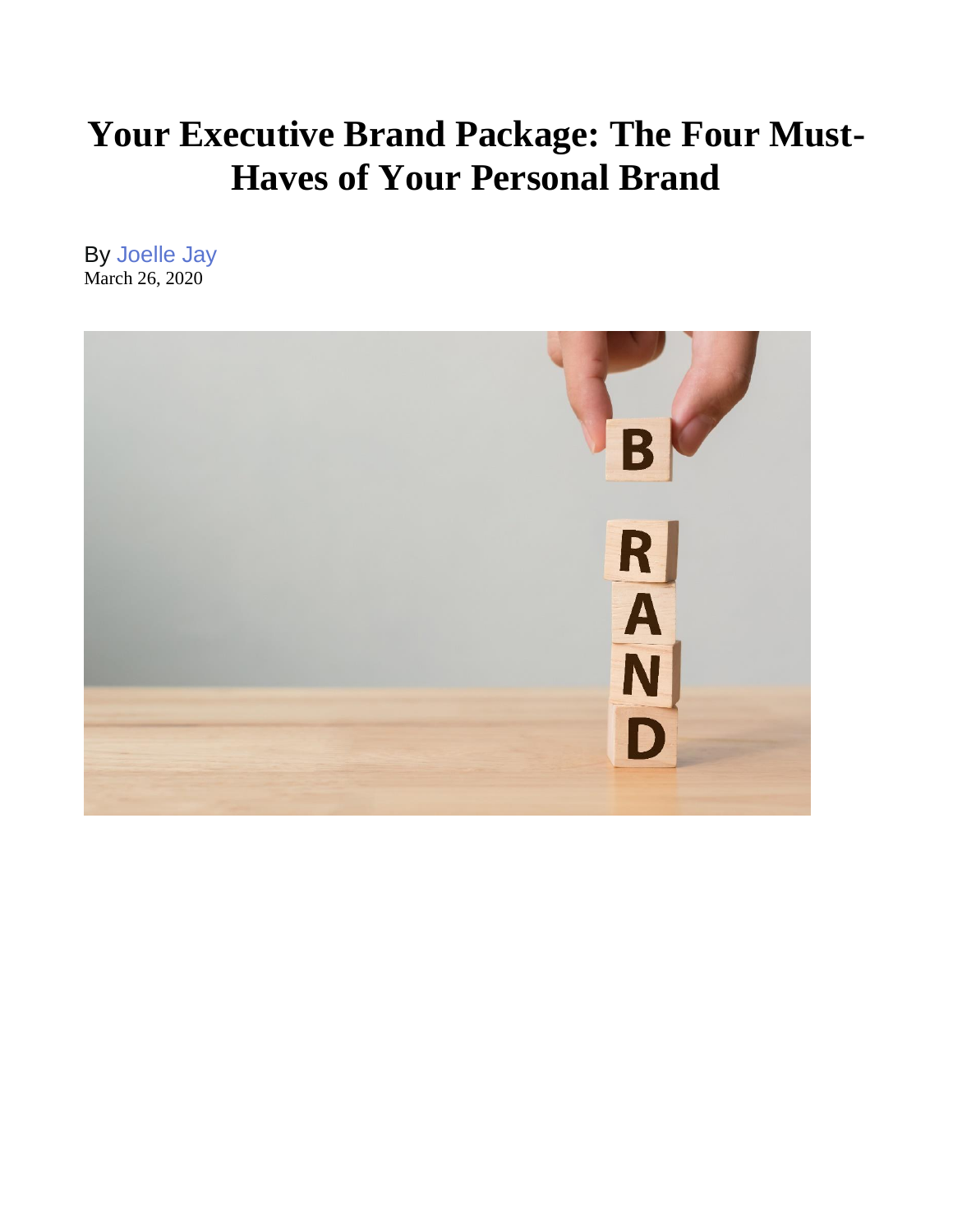# Your Executive Brand Package: The Four Must-Haves of Your Personal Brand

By Joelle Jay
March 26, 2020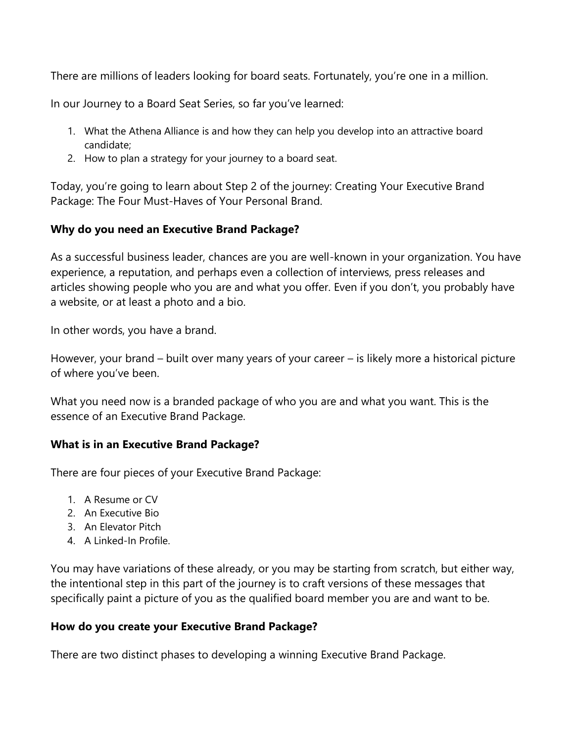There are millions of leaders looking for board seats. Fortunately, you're one in a million.

In our Journey to a Board Seat Series, so far you've learned:

1. What the Athena Alliance is and how they can help you develop into an attractive board candidate;
2. How to plan a strategy for your journey to a board seat.

Today, you're going to learn about Step 2 of the journey: Creating Your Executive Brand Package: The Four Must-Haves of Your Personal Brand.

**Why do you need an Executive Brand Package?**

As a successful business leader, chances are you are well-known in your organization. You have experience, a reputation, and perhaps even a collection of interviews, press releases and articles showing people who you are and what you offer. Even if you don't, you probably have a website, or at least a photo and a bio.

In other words, you have a brand.

However, your brand – built over many years of your career – is likely more a historical picture of where you've been.

What you need now is a branded package of who you are and what you want. This is the essence of an Executive Brand Package.

**What is in an Executive Brand Package?**

There are four pieces of your Executive Brand Package:

1. A Resume or CV
2. An Executive Bio
3. An Elevator Pitch
4. A Linked-In Profile.

You may have variations of these already, or you may be starting from scratch, but either way, the intentional step in this part of the journey is to craft versions of these messages that specifically paint a picture of you as the qualified board member you are and want to be.

**How do you create your Executive Brand Package?**

There are two distinct phases to developing a winning Executive Brand Package.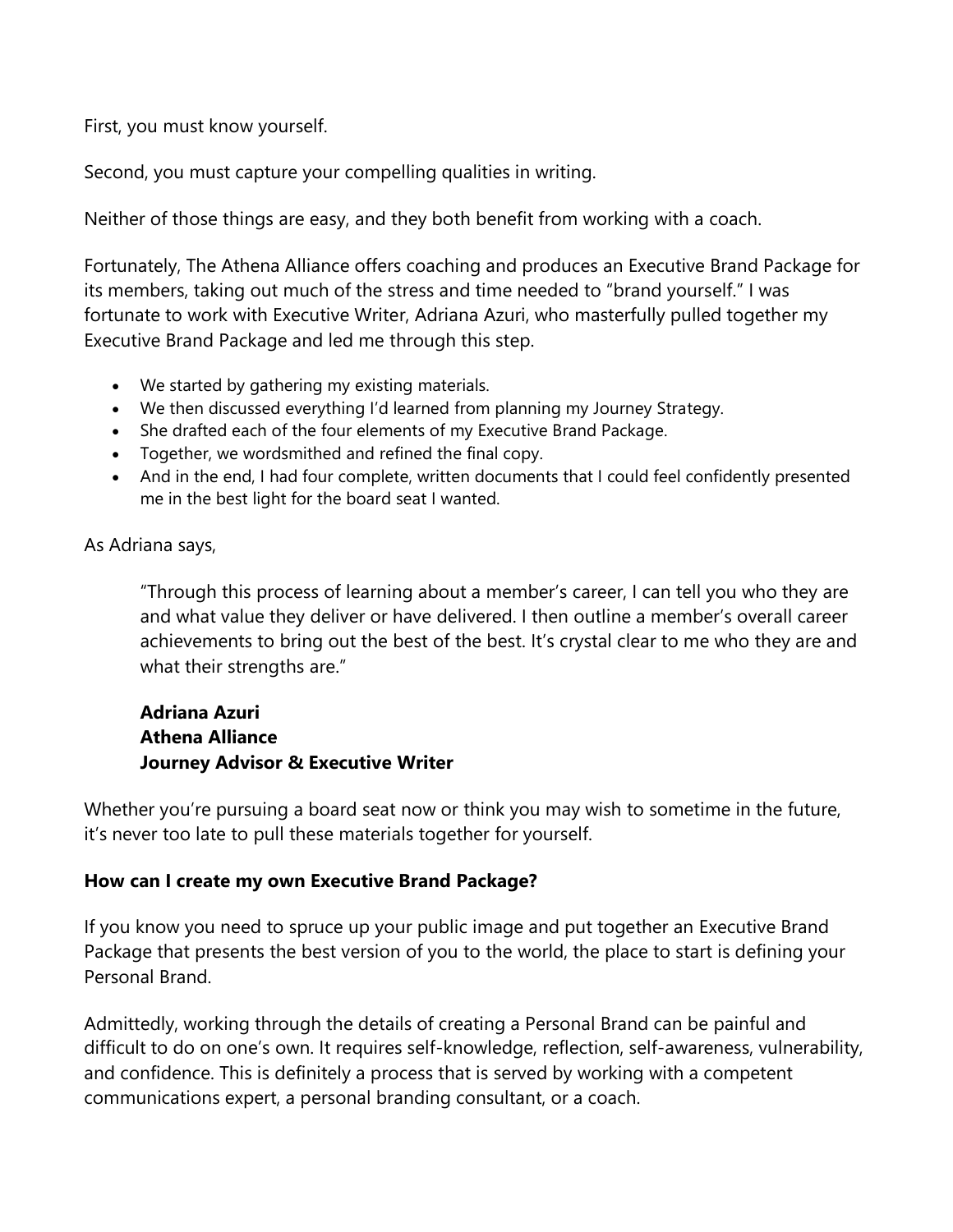First, you must know yourself.

Second, you must capture your compelling qualities in writing.

Neither of those things are easy, and they both benefit from working with a coach.

Fortunately, The Athena Alliance offers coaching and produces an Executive Brand Package for its members, taking out much of the stress and time needed to "brand yourself." I was fortunate to work with Executive Writer, Adriana Azuri, who masterfully pulled together my Executive Brand Package and led me through this step.

- We started by gathering my existing materials.
- We then discussed everything I'd learned from planning my Journey Strategy.
- She drafted each of the four elements of my Executive Brand Package.
- Together, we wordsmithed and refined the final copy.
- And in the end, I had four complete, written documents that I could feel confidently presented me in the best light for the board seat I wanted.

As Adriana says,

> "Through this process of learning about a member's career, I can tell you who they are and what value they deliver or have delivered. I then outline a member's overall career achievements to bring out the best of the best. It's crystal clear to me who they are and what their strengths are."
>
> **Adriana Azuri**
> **Athena Alliance**
> **Journey Advisor & Executive Writer**

Whether you're pursuing a board seat now or think you may wish to sometime in the future, it's never too late to pull these materials together for yourself.

**How can I create my own Executive Brand Package?**

If you know you need to spruce up your public image and put together an Executive Brand Package that presents the best version of you to the world, the place to start is defining your Personal Brand.

Admittedly, working through the details of creating a Personal Brand can be painful and difficult to do on one's own. It requires self-knowledge, reflection, self-awareness, vulnerability, and confidence. This is definitely a process that is served by working with a competent communications expert, a personal branding consultant, or a coach.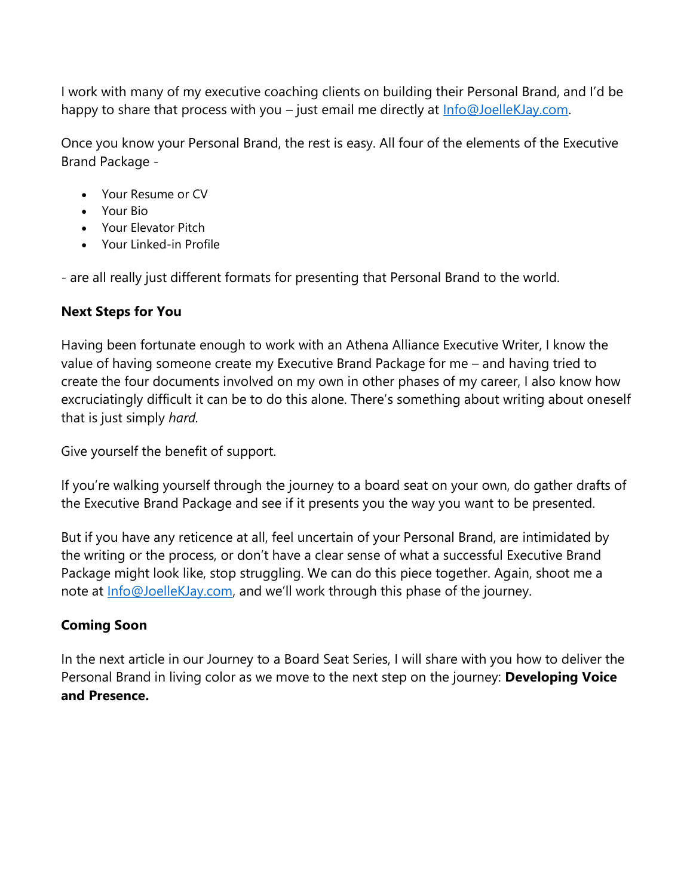I work with many of my executive coaching clients on building their Personal Brand, and I'd be happy to share that process with you – just email me directly at Info@JoelleKJay.com.

Once you know your Personal Brand, the rest is easy. All four of the elements of the Executive Brand Package -

- Your Resume or CV
- Your Bio
- Your Elevator Pitch
- Your Linked-in Profile

- are all really just different formats for presenting that Personal Brand to the world.

**Next Steps for You**

Having been fortunate enough to work with an Athena Alliance Executive Writer, I know the value of having someone create my Executive Brand Package for me – and having tried to create the four documents involved on my own in other phases of my career, I also know how excruciatingly difficult it can be to do this alone. There's something about writing about oneself that is just simply *hard*.

Give yourself the benefit of support.

If you're walking yourself through the journey to a board seat on your own, do gather drafts of the Executive Brand Package and see if it presents you the way you want to be presented.

But if you have any reticence at all, feel uncertain of your Personal Brand, are intimidated by the writing or the process, or don't have a clear sense of what a successful Executive Brand Package might look like, stop struggling. We can do this piece together. Again, shoot me a note at Info@JoelleKJay.com, and we'll work through this phase of the journey.

**Coming Soon**

In the next article in our Journey to a Board Seat Series, I will share with you how to deliver the Personal Brand in living color as we move to the next step on the journey: **Developing Voice and Presence.**